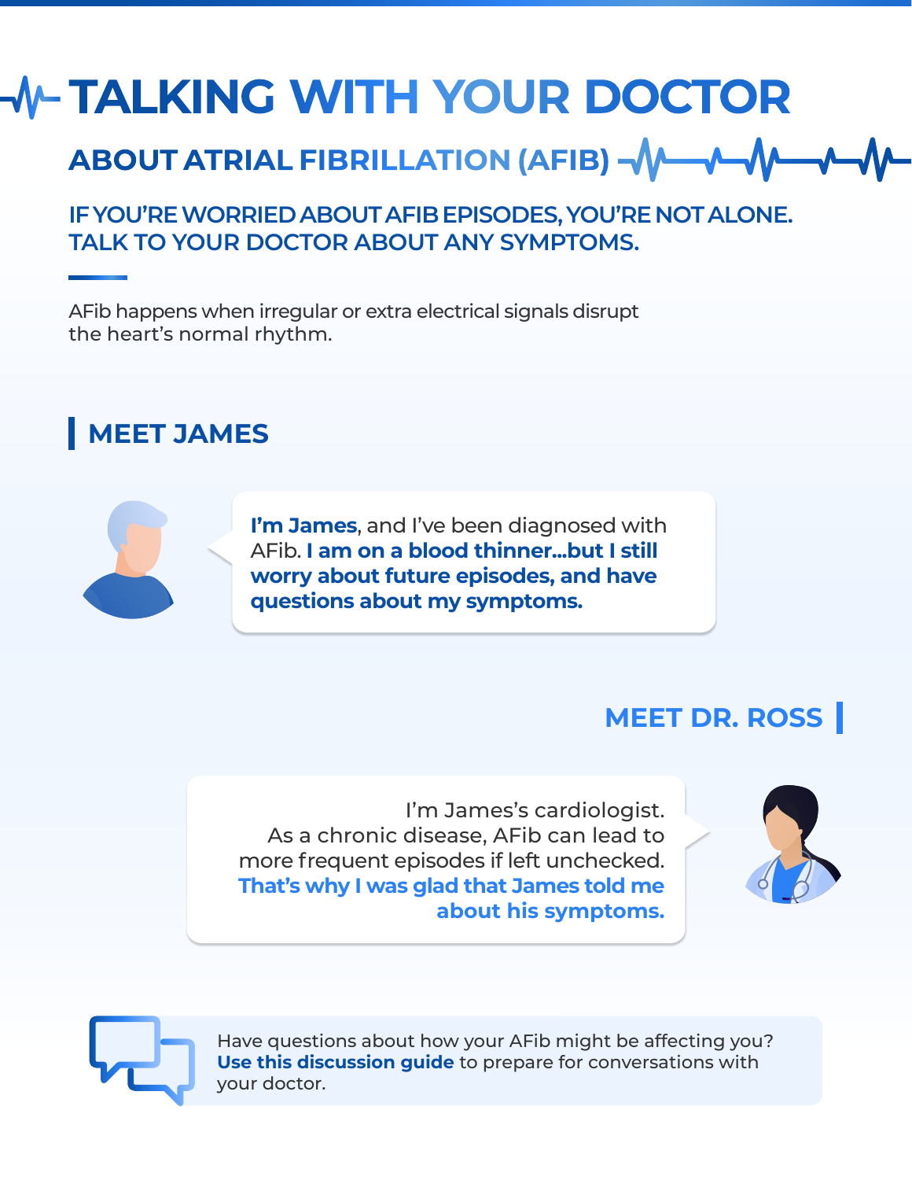# TALKING WITH YOUR DOCTOR

## ABOUT ATRIAL FIBRILLATION (AFIB)

### IF YOU'RE WORRIED ABOUT AFIB EPISODES, YOU'RE NOT ALONE. TALK TO YOUR DOCTOR ABOUT ANY SYMPTOMS.

AFib happens when irregular or extra electrical signals disrupt the heart's normal rhythm.

## MEET JAMES

**I'm James**, and I've been diagnosed with AFib. **I am on a blood thinner...but I still worry about future episodes, and have questions about my symptoms.**

## MEET DR. ROSS

I'm James's cardiologist. As a chronic disease, AFib can lead to more frequent episodes if left unchecked. **That's why I was glad that James told me about his symptoms.**

Have questions about how your AFib might be affecting you? **Use this discussion guide** to prepare for conversations with your doctor.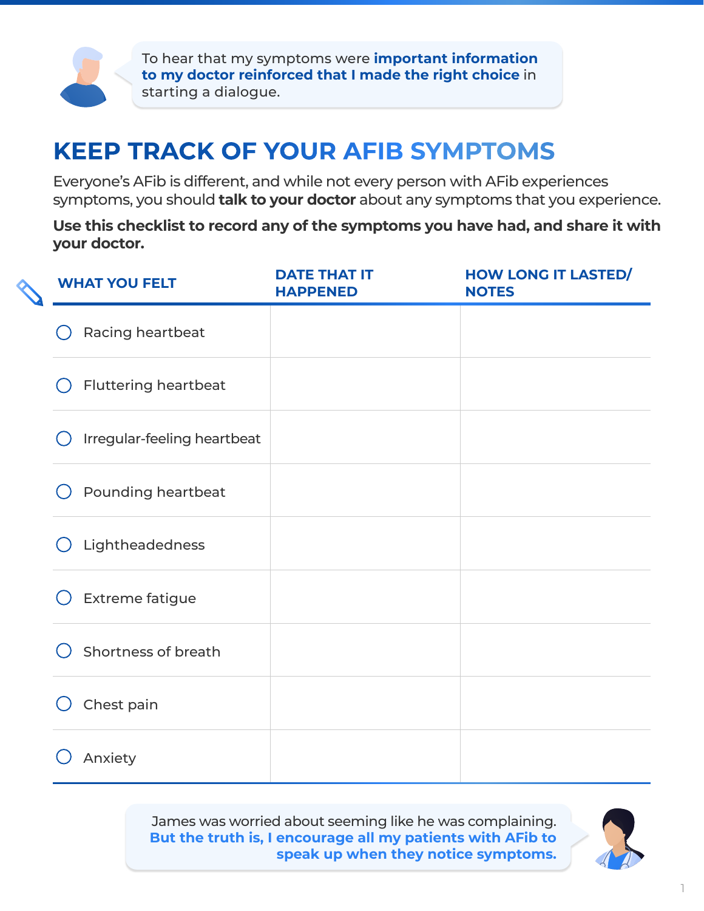To hear that my symptoms were **important information to my doctor reinforced that I made the right choice** in starting a dialogue.

# KEEP TRACK OF YOUR AFIB SYMPTOMS

Everyone's AFib is different, and while not every person with AFib experiences symptoms, you should **talk to your doctor** about any symptoms that you experience.

**Use this checklist to record any of the symptoms you have had, and share it with your doctor.**

| WHAT YOU FELT | DATE THAT IT HAPPENED | HOW LONG IT LASTED/ NOTES |
|---|---|---|
| ○ Racing heartbeat | | |
| ○ Fluttering heartbeat | | |
| ○ Irregular-feeling heartbeat | | |
| ○ Pounding heartbeat | | |
| ○ Lightheadedness | | |
| ○ Extreme fatigue | | |
| ○ Shortness of breath | | |
| ○ Chest pain | | |
| ○ Anxiety | | |

James was worried about seeming like he was complaining. **But the truth is, I encourage all my patients with AFib to speak up when they notice symptoms.**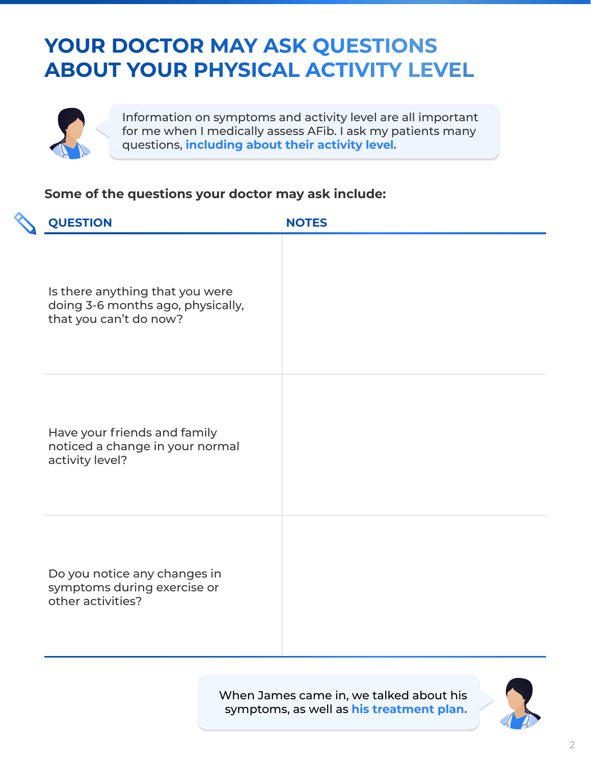# YOUR DOCTOR MAY ASK QUESTIONS ABOUT YOUR PHYSICAL ACTIVITY LEVEL

Information on symptoms and activity level are all important for me when I medically assess AFib. I ask my patients many questions, **including about their activity level.**

**Some of the questions your doctor may ask include:**

| QUESTION | NOTES |
| --- | --- |
| Is there anything that you were doing 3-6 months ago, physically, that you can't do now? | |
| Have your friends and family noticed a change in your normal activity level? | |
| Do you notice any changes in symptoms during exercise or other activities? | |

When James came in, we talked about his symptoms, as well as **his treatment plan.**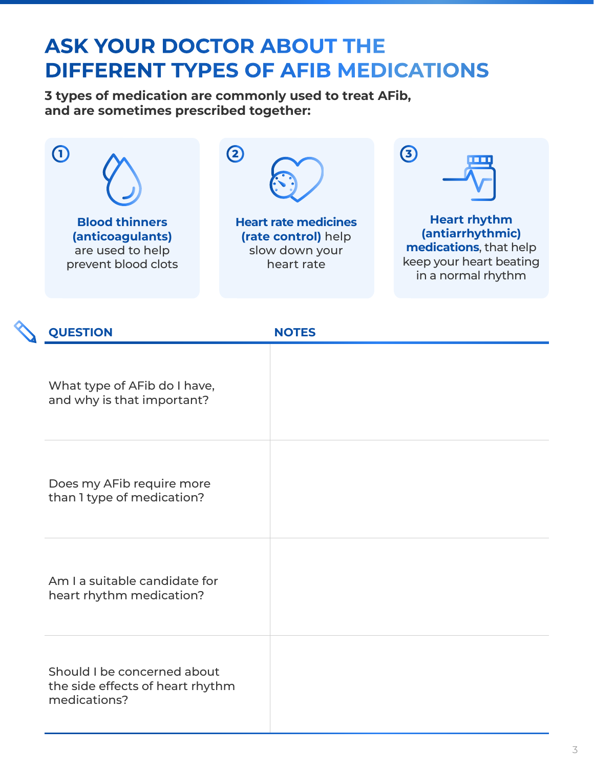# ASK YOUR DOCTOR ABOUT THE DIFFERENT TYPES OF AFIB MEDICATIONS

**3 types of medication are commonly used to treat AFib, and are sometimes prescribed together:**

1. **Blood thinners (anticoagulants)** are used to help prevent blood clots
2. **Heart rate medicines (rate control)** help slow down your heart rate
3. **Heart rhythm (antiarrhythmic) medications**, that help keep your heart beating in a normal rhythm

| QUESTION | NOTES |
| --- | --- |
| What type of AFib do I have, and why is that important? | |
| Does my AFib require more than 1 type of medication? | |
| Am I a suitable candidate for heart rhythm medication? | |
| Should I be concerned about the side effects of heart rhythm medications? | |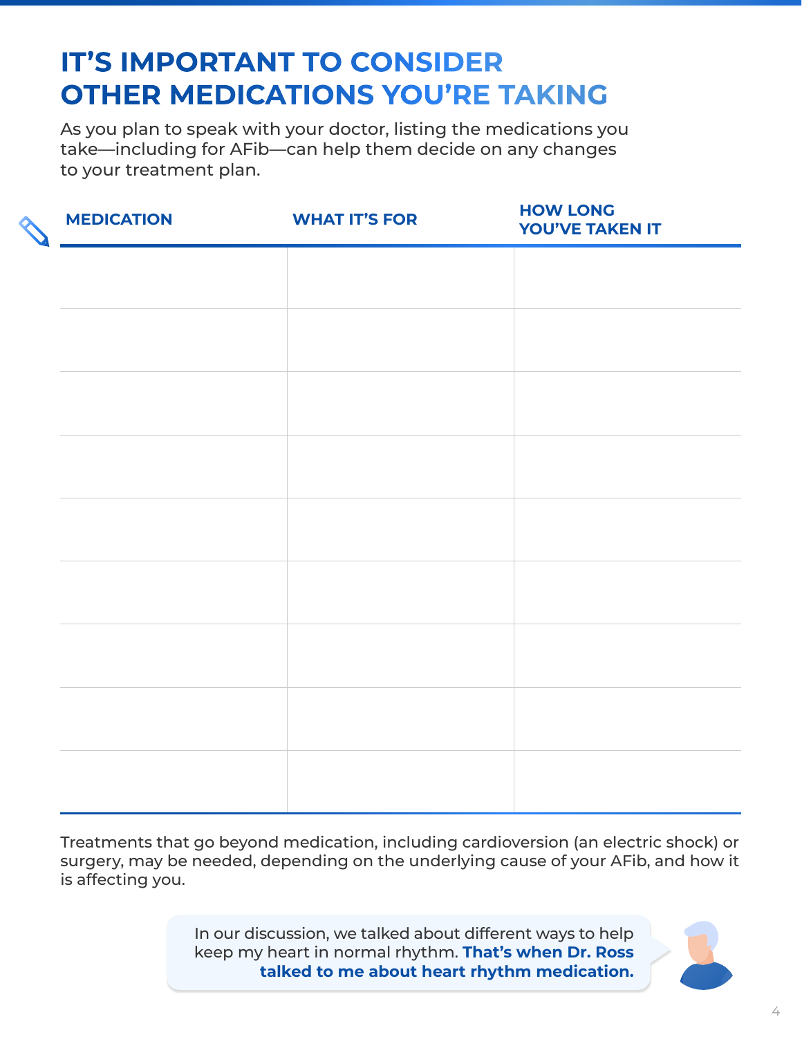# IT'S IMPORTANT TO CONSIDER OTHER MEDICATIONS YOU'RE TAKING

As you plan to speak with your doctor, listing the medications you take—including for AFib—can help them decide on any changes to your treatment plan.

| MEDICATION | WHAT IT'S FOR | HOW LONG YOU'VE TAKEN IT |
|---|---|---|
| | | |
| | | |
| | | |
| | | |
| | | |
| | | |
| | | |
| | | |
| | | |

Treatments that go beyond medication, including cardioversion (an electric shock) or surgery, may be needed, depending on the underlying cause of your AFib, and how it is affecting you.

In our discussion, we talked about different ways to help keep my heart in normal rhythm. **That's when Dr. Ross talked to me about heart rhythm medication.**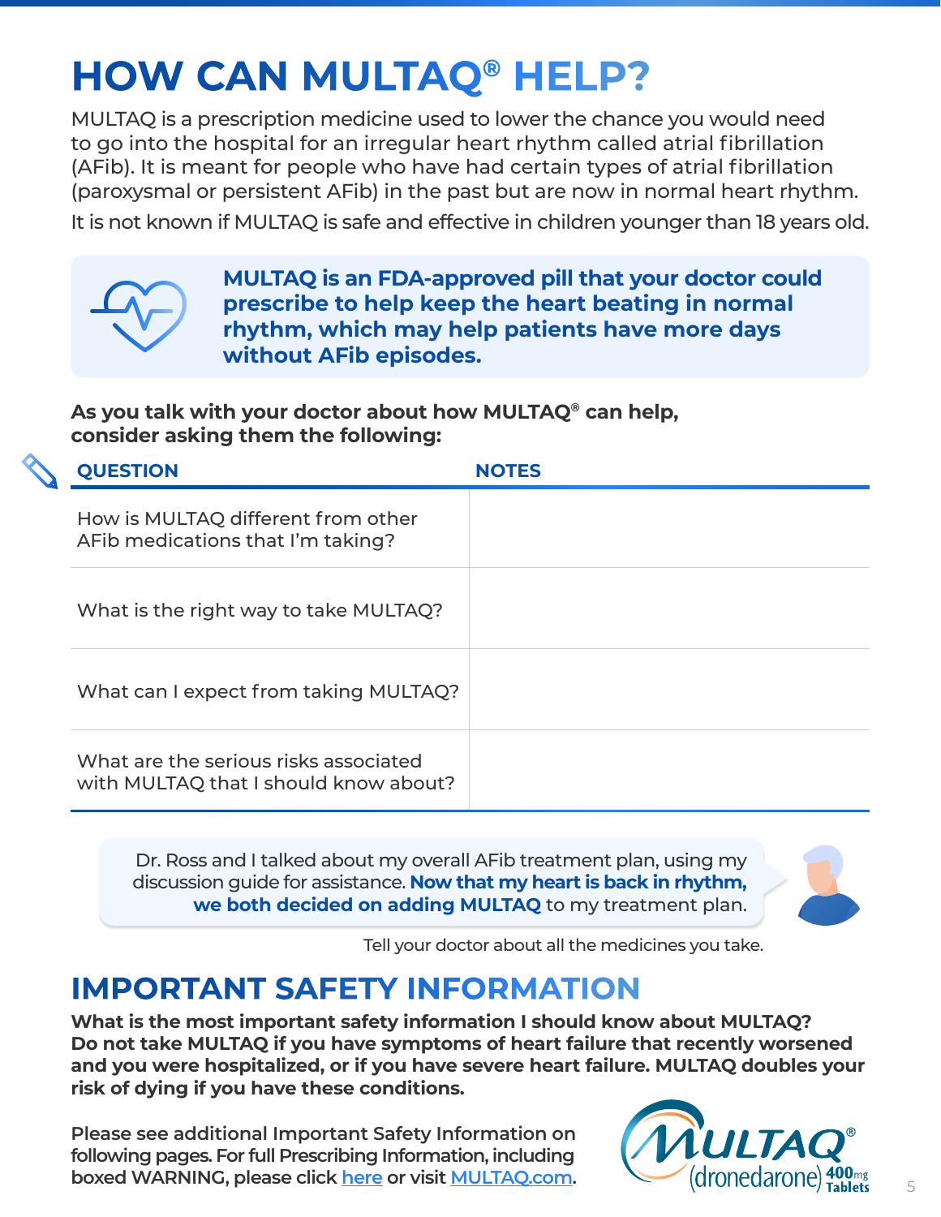# HOW CAN MULTAQ® HELP?

MULTAQ is a prescription medicine used to lower the chance you would need to go into the hospital for an irregular heart rhythm called atrial fibrillation (AFib). It is meant for people who have had certain types of atrial fibrillation (paroxysmal or persistent AFib) in the past but are now in normal heart rhythm.

It is not known if MULTAQ is safe and effective in children younger than 18 years old.

**MULTAQ is an FDA-approved pill that your doctor could prescribe to help keep the heart beating in normal rhythm, which may help patients have more days without AFib episodes.**

**As you talk with your doctor about how MULTAQ® can help, consider asking them the following:**

| QUESTION | NOTES |
|---|---|
| How is MULTAQ different from other AFib medications that I'm taking? | |
| What is the right way to take MULTAQ? | |
| What can I expect from taking MULTAQ? | |
| What are the serious risks associated with MULTAQ that I should know about? | |

Dr. Ross and I talked about my overall AFib treatment plan, using my discussion guide for assistance. **Now that my heart is back in rhythm, we both decided on adding MULTAQ** to my treatment plan.

Tell your doctor about all the medicines you take.

## IMPORTANT SAFETY INFORMATION

**What is the most important safety information I should know about MULTAQ?**
**Do not take MULTAQ if you have symptoms of heart failure that recently worsened and you were hospitalized, or if you have severe heart failure. MULTAQ doubles your risk of dying if you have these conditions.**

**Please see additional Important Safety Information on following pages. For full Prescribing Information, including boxed WARNING, please click here or visit MULTAQ.com.**

MULTAQ® (dronedarone) 400mg Tablets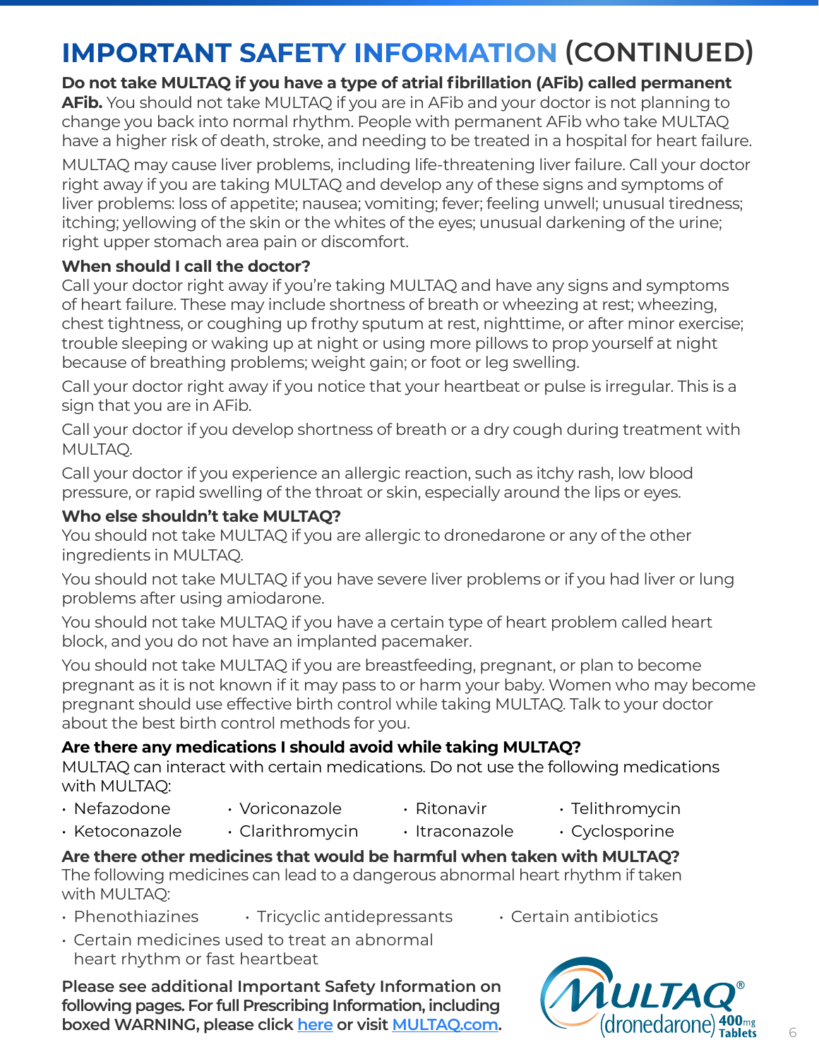# IMPORTANT SAFETY INFORMATION (CONTINUED)

**Do not take MULTAQ if you have a type of atrial fibrillation (AFib) called permanent AFib.** You should not take MULTAQ if you are in AFib and your doctor is not planning to change you back into normal rhythm. People with permanent AFib who take MULTAQ have a higher risk of death, stroke, and needing to be treated in a hospital for heart failure.

MULTAQ may cause liver problems, including life-threatening liver failure. Call your doctor right away if you are taking MULTAQ and develop any of these signs and symptoms of liver problems: loss of appetite; nausea; vomiting; fever; feeling unwell; unusual tiredness; itching; yellowing of the skin or the whites of the eyes; unusual darkening of the urine; right upper stomach area pain or discomfort.

### When should I call the doctor?

Call your doctor right away if you're taking MULTAQ and have any signs and symptoms of heart failure. These may include shortness of breath or wheezing at rest; wheezing, chest tightness, or coughing up frothy sputum at rest, nighttime, or after minor exercise; trouble sleeping or waking up at night or using more pillows to prop yourself at night because of breathing problems; weight gain; or foot or leg swelling.

Call your doctor right away if you notice that your heartbeat or pulse is irregular. This is a sign that you are in AFib.

Call your doctor if you develop shortness of breath or a dry cough during treatment with MULTAQ.

Call your doctor if you experience an allergic reaction, such as itchy rash, low blood pressure, or rapid swelling of the throat or skin, especially around the lips or eyes.

### Who else shouldn't take MULTAQ?

You should not take MULTAQ if you are allergic to dronedarone or any of the other ingredients in MULTAQ.

You should not take MULTAQ if you have severe liver problems or if you had liver or lung problems after using amiodarone.

You should not take MULTAQ if you have a certain type of heart problem called heart block, and you do not have an implanted pacemaker.

You should not take MULTAQ if you are breastfeeding, pregnant, or plan to become pregnant as it is not known if it may pass to or harm your baby. Women who may become pregnant should use effective birth control while taking MULTAQ. Talk to your doctor about the best birth control methods for you.

### Are there any medications I should avoid while taking MULTAQ?

MULTAQ can interact with certain medications. Do not use the following medications with MULTAQ:

- Nefazodone
- Ketoconazole
- Voriconazole
- Clarithromycin
- Ritonavir
- Itraconazole
- Telithromycin
- Cyclosporine

### Are there other medicines that would be harmful when taken with MULTAQ?

The following medicines can lead to a dangerous abnormal heart rhythm if taken with MULTAQ:

- Phenothiazines
- Tricyclic antidepressants
- Certain antibiotics
- Certain medicines used to treat an abnormal heart rhythm or fast heartbeat

**Please see additional Important Safety Information on following pages. For full Prescribing Information, including boxed WARNING, please click [here](#) or visit [MULTAQ.com](#).**

MULTAQ® (dronedarone) 400mg Tablets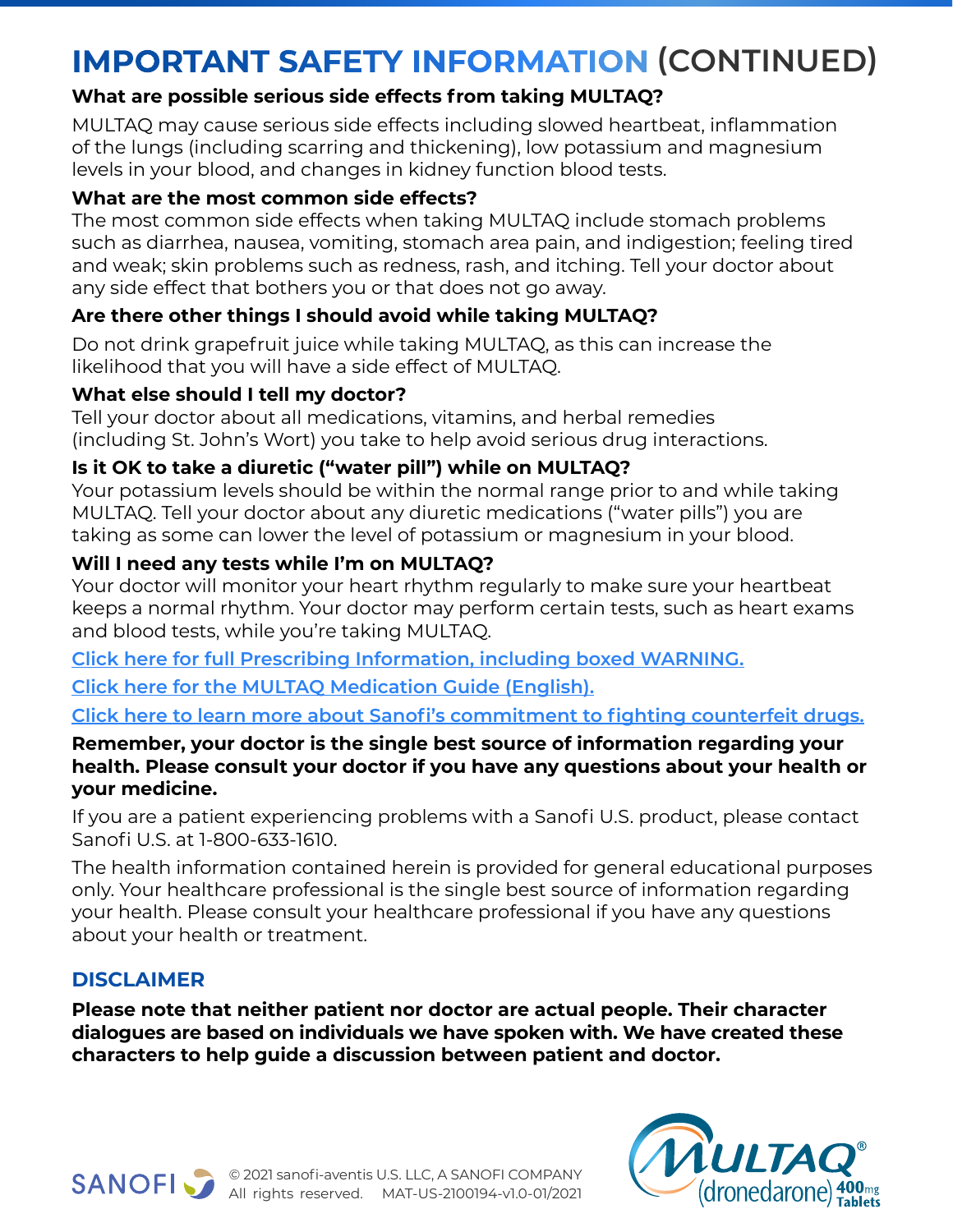# IMPORTANT SAFETY INFORMATION (CONTINUED)

**What are possible serious side effects from taking MULTAQ?**

MULTAQ may cause serious side effects including slowed heartbeat, inflammation of the lungs (including scarring and thickening), low potassium and magnesium levels in your blood, and changes in kidney function blood tests.

**What are the most common side effects?**

The most common side effects when taking MULTAQ include stomach problems such as diarrhea, nausea, vomiting, stomach area pain, and indigestion; feeling tired and weak; skin problems such as redness, rash, and itching. Tell your doctor about any side effect that bothers you or that does not go away.

**Are there other things I should avoid while taking MULTAQ?**

Do not drink grapefruit juice while taking MULTAQ, as this can increase the likelihood that you will have a side effect of MULTAQ.

**What else should I tell my doctor?**

Tell your doctor about all medications, vitamins, and herbal remedies (including St. John's Wort) you take to help avoid serious drug interactions.

**Is it OK to take a diuretic ("water pill") while on MULTAQ?**

Your potassium levels should be within the normal range prior to and while taking MULTAQ. Tell your doctor about any diuretic medications ("water pills") you are taking as some can lower the level of potassium or magnesium in your blood.

**Will I need any tests while I'm on MULTAQ?**

Your doctor will monitor your heart rhythm regularly to make sure your heartbeat keeps a normal rhythm. Your doctor may perform certain tests, such as heart exams and blood tests, while you're taking MULTAQ.

Click here for full Prescribing Information, including boxed WARNING.

Click here for the MULTAQ Medication Guide (English).

Click here to learn more about Sanofi's commitment to fighting counterfeit drugs.

**Remember, your doctor is the single best source of information regarding your health. Please consult your doctor if you have any questions about your health or your medicine.**

If you are a patient experiencing problems with a Sanofi U.S. product, please contact Sanofi U.S. at 1-800-633-1610.

The health information contained herein is provided for general educational purposes only. Your healthcare professional is the single best source of information regarding your health. Please consult your healthcare professional if you have any questions about your health or treatment.

## DISCLAIMER

**Please note that neither patient nor doctor are actual people. Their character dialogues are based on individuals we have spoken with. We have created these characters to help guide a discussion between patient and doctor.**

SANOFI

© 2021 sanofi-aventis U.S. LLC, A SANOFI COMPANY
All rights reserved. MAT-US-2100194-v1.0-01/2021

MULTAQ® (dronedarone) 400mg Tablets